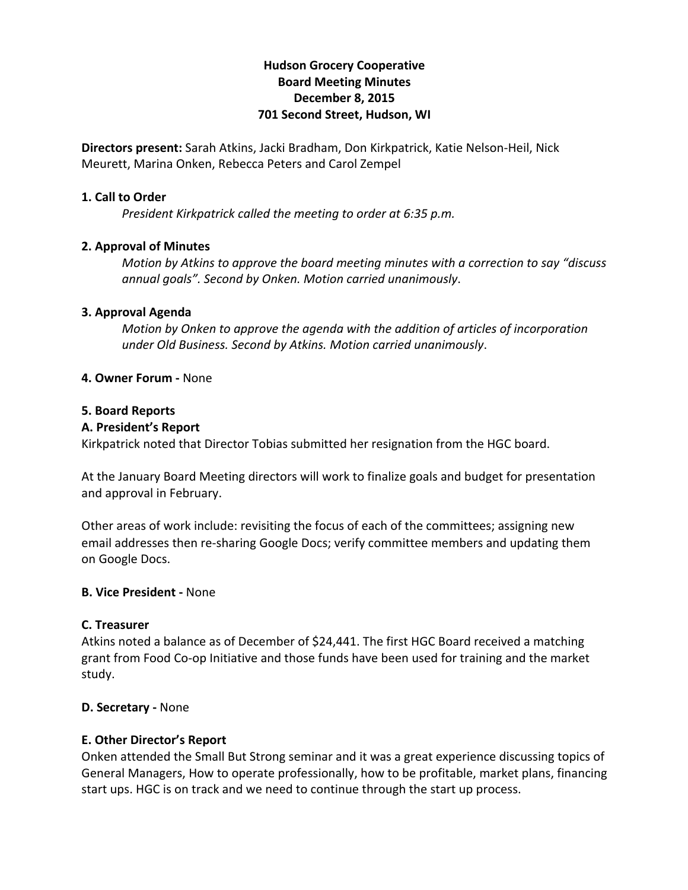# Hudson Grocery Cooperative
## Board Meeting Minutes
## December 8, 2015
## 701 Second Street, Hudson, WI

**Directors present:** Sarah Atkins, Jacki Bradham, Don Kirkpatrick, Katie Nelson-Heil, Nick Meurett, Marina Onken, Rebecca Peters and Carol Zempel

### 1. Call to Order

*President Kirkpatrick called the meeting to order at 6:35 p.m.*

### 2. Approval of Minutes

*Motion by Atkins to approve the board meeting minutes with a correction to say "discuss annual goals". Second by Onken. Motion carried unanimously*.

### 3. Approval Agenda

*Motion by Onken to approve the agenda with the addition of articles of incorporation under Old Business. Second by Atkins. Motion carried unanimously*.

**4. Owner Forum -** None

### 5. Board Reports

#### A. President's Report

Kirkpatrick noted that Director Tobias submitted her resignation from the HGC board.

At the January Board Meeting directors will work to finalize goals and budget for presentation and approval in February.

Other areas of work include: revisiting the focus of each of the committees; assigning new email addresses then re-sharing Google Docs; verify committee members and updating them on Google Docs.

**B. Vice President -** None

#### C. Treasurer

Atkins noted a balance as of December of $24,441. The first HGC Board received a matching grant from Food Co-op Initiative and those funds have been used for training and the market study.

**D. Secretary -** None

#### E. Other Director's Report

Onken attended the Small But Strong seminar and it was a great experience discussing topics of General Managers, How to operate professionally, how to be profitable, market plans, financing start ups. HGC is on track and we need to continue through the start up process.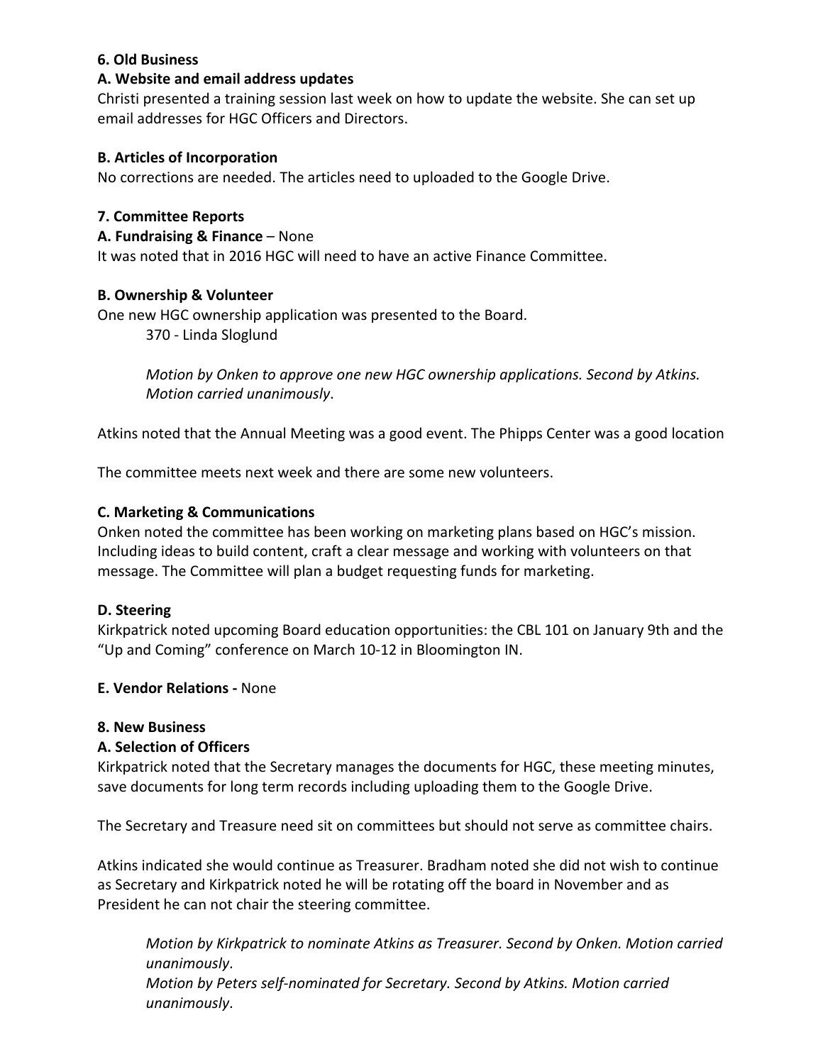**6. Old Business**

**A. Website and email address updates**

Christi presented a training session last week on how to update the website. She can set up email addresses for HGC Officers and Directors.

**B. Articles of Incorporation**

No corrections are needed. The articles need to uploaded to the Google Drive.

**7. Committee Reports**

**A. Fundraising & Finance** – None

It was noted that in 2016 HGC will need to have an active Finance Committee.

**B. Ownership & Volunteer**

One new HGC ownership application was presented to the Board.

370 - Linda Sloglund

*Motion by Onken to approve one new HGC ownership applications. Second by Atkins. Motion carried unanimously*.

Atkins noted that the Annual Meeting was a good event. The Phipps Center was a good location

The committee meets next week and there are some new volunteers.

**C. Marketing & Communications**

Onken noted the committee has been working on marketing plans based on HGC's mission. Including ideas to build content, craft a clear message and working with volunteers on that message. The Committee will plan a budget requesting funds for marketing.

**D. Steering**

Kirkpatrick noted upcoming Board education opportunities: the CBL 101 on January 9th and the "Up and Coming" conference on March 10-12 in Bloomington IN.

**E. Vendor Relations -** None

**8. New Business**

**A. Selection of Officers**

Kirkpatrick noted that the Secretary manages the documents for HGC, these meeting minutes, save documents for long term records including uploading them to the Google Drive.

The Secretary and Treasure need sit on committees but should not serve as committee chairs.

Atkins indicated she would continue as Treasurer. Bradham noted she did not wish to continue as Secretary and Kirkpatrick noted he will be rotating off the board in November and as President he can not chair the steering committee.

*Motion by Kirkpatrick to nominate Atkins as Treasurer. Second by Onken. Motion carried unanimously*.

*Motion by Peters self-nominated for Secretary. Second by Atkins. Motion carried unanimously*.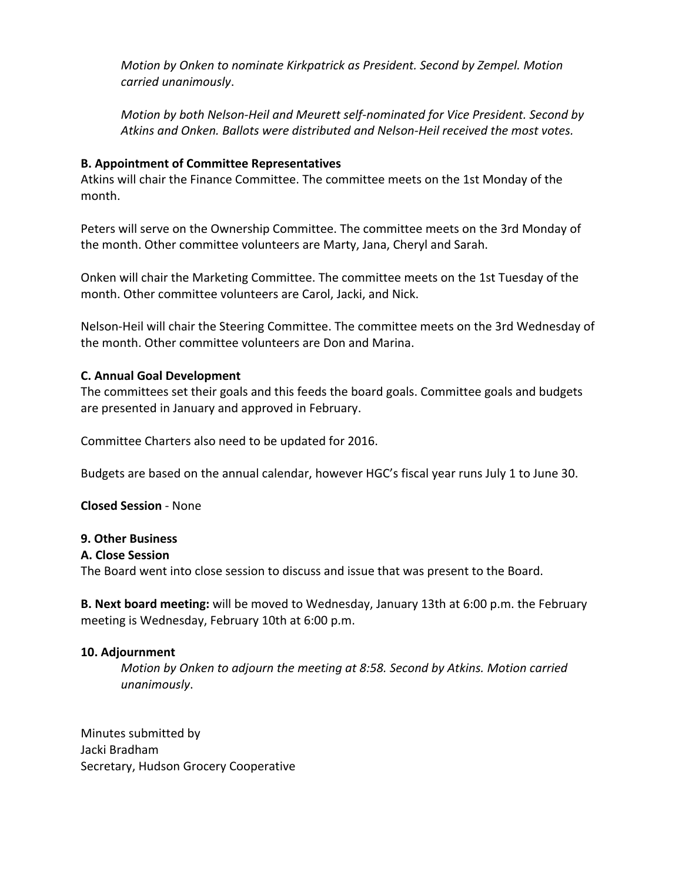*Motion by Onken to nominate Kirkpatrick as President. Second by Zempel. Motion carried unanimously*.

*Motion by both Nelson-Heil and Meurett self-nominated for Vice President. Second by Atkins and Onken. Ballots were distributed and Nelson-Heil received the most votes.*

**B. Appointment of Committee Representatives**

Atkins will chair the Finance Committee. The committee meets on the 1st Monday of the month.

Peters will serve on the Ownership Committee. The committee meets on the 3rd Monday of the month. Other committee volunteers are Marty, Jana, Cheryl and Sarah.

Onken will chair the Marketing Committee. The committee meets on the 1st Tuesday of the month. Other committee volunteers are Carol, Jacki, and Nick.

Nelson-Heil will chair the Steering Committee. The committee meets on the 3rd Wednesday of the month. Other committee volunteers are Don and Marina.

**C. Annual Goal Development**

The committees set their goals and this feeds the board goals. Committee goals and budgets are presented in January and approved in February.

Committee Charters also need to be updated for 2016.

Budgets are based on the annual calendar, however HGC's fiscal year runs July 1 to June 30.

**Closed Session** - None

**9. Other Business**

**A. Close Session**

The Board went into close session to discuss and issue that was present to the Board.

**B. Next board meeting:** will be moved to Wednesday, January 13th at 6:00 p.m. the February meeting is Wednesday, February 10th at 6:00 p.m.

**10. Adjournment**

*Motion by Onken to adjourn the meeting at 8:58. Second by Atkins. Motion carried unanimously*.

Minutes submitted by
Jacki Bradham
Secretary, Hudson Grocery Cooperative